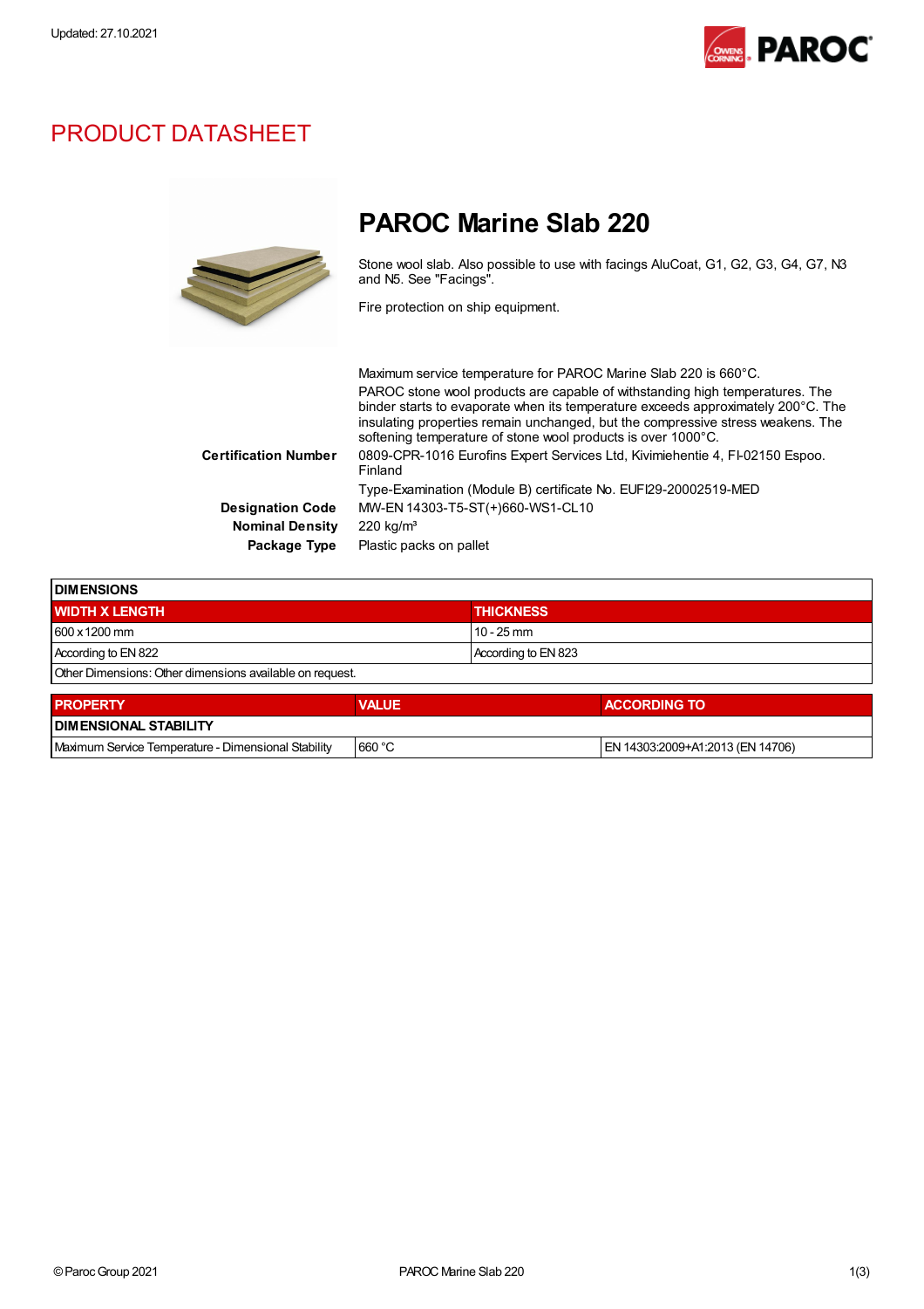Updated: 27.10.2021

# PRODUCT DATASHEET

## PAROC Marine Slab 220

Stone wool slab. Also possible to use with facings AluCoat, G1, G2, G3, G4, G7, N3 and N5. See "Facings".

Fire protection on ship equipment.

Maximum service temperature for PAROC Marine Slab 220 is 660°C.

PAROC stone wool products are capable of withstanding high temperatures. The binder starts to evaporate when its temperature exceeds approximately 200°C. The insulating properties remain unchanged, but the compressive stress weakens. The softening temperature of stone wool products is over 1000°C.

**Certification Number** 0809-CPR-1016 Eurofins Expert Services Ltd, Kivimiehentie 4, FI-02150 Espoo. Finland

Type-Examination (Module B) certificate No. EUFI29-20002519-MED

**Designation Code** MW-EN 14303-T5-ST(+)660-WS1-CL10

**Nominal Density** 220 kg/m³

**Package Type** Plastic packs on pallet

| DIMENSIONS | |
|---|---|
| **WIDTH X LENGTH** | **THICKNESS** |
| 600 x 1200 mm | 10 - 25 mm |
| According to EN 822 | According to EN 823 |
| Other Dimensions: Other dimensions available on request. | |

| PROPERTY | VALUE | ACCORDING TO |
|---|---|---|
| **DIMENSIONAL STABILITY** | | |
| Maximum Service Temperature - Dimensional Stability | 660 °C | EN 14303:2009+A1:2013 (EN 14706) |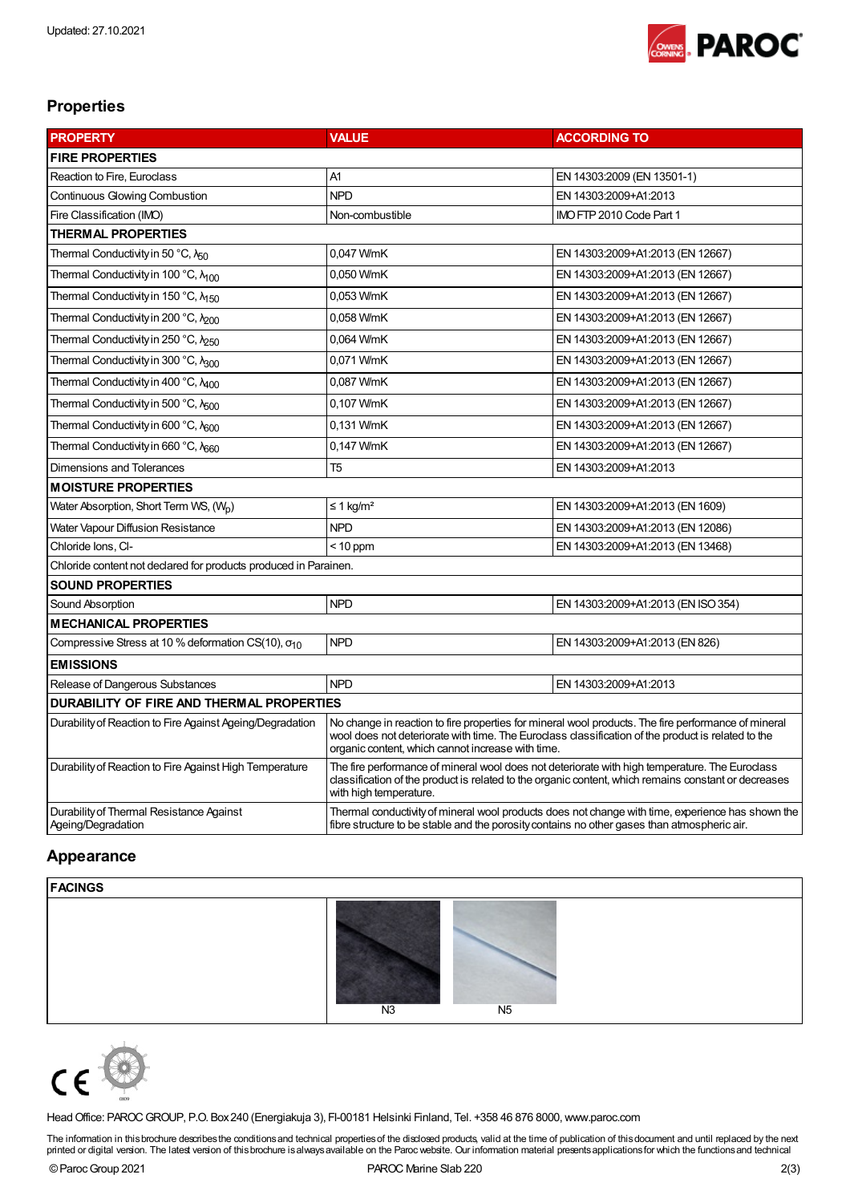Updated: 27.10.2021

## Properties

| PROPERTY | VALUE | ACCORDING TO |
|---|---|---|
| **FIRE PROPERTIES** | | |
| Reaction to Fire, Euroclass | A1 | EN 14303:2009 (EN 13501-1) |
| Continuous Glowing Combustion | NPD | EN 14303:2009+A1:2013 |
| Fire Classification (IMO) | Non-combustible | IMO FTP 2010 Code Part 1 |
| **THERMAL PROPERTIES** | | |
| Thermal Conductivity in 50 °C, $\lambda_{50}$ | 0,047 W/mK | EN 14303:2009+A1:2013 (EN 12667) |
| Thermal Conductivity in 100 °C, $\lambda_{100}$ | 0,050 W/mK | EN 14303:2009+A1:2013 (EN 12667) |
| Thermal Conductivity in 150 °C, $\lambda_{150}$ | 0,053 W/mK | EN 14303:2009+A1:2013 (EN 12667) |
| Thermal Conductivity in 200 °C, $\lambda_{200}$ | 0,058 W/mK | EN 14303:2009+A1:2013 (EN 12667) |
| Thermal Conductivity in 250 °C, $\lambda_{250}$ | 0,064 W/mK | EN 14303:2009+A1:2013 (EN 12667) |
| Thermal Conductivity in 300 °C, $\lambda_{300}$ | 0,071 W/mK | EN 14303:2009+A1:2013 (EN 12667) |
| Thermal Conductivity in 400 °C, $\lambda_{400}$ | 0,087 W/mK | EN 14303:2009+A1:2013 (EN 12667) |
| Thermal Conductivity in 500 °C, $\lambda_{500}$ | 0,107 W/mK | EN 14303:2009+A1:2013 (EN 12667) |
| Thermal Conductivity in 600 °C, $\lambda_{600}$ | 0,131 W/mK | EN 14303:2009+A1:2013 (EN 12667) |
| Thermal Conductivity in 660 °C, $\lambda_{660}$ | 0,147 W/mK | EN 14303:2009+A1:2013 (EN 12667) |
| Dimensions and Tolerances | T5 | EN 14303:2009+A1:2013 |
| **MOISTURE PROPERTIES** | | |
| Water Absorption, Short Term WS, ($W_p$) | ≤ 1 kg/m² | EN 14303:2009+A1:2013 (EN 1609) |
| Water Vapour Diffusion Resistance | NPD | EN 14303:2009+A1:2013 (EN 12086) |
| Chloride Ions, Cl- | < 10 ppm | EN 14303:2009+A1:2013 (EN 13468) |
| Chloride content not declared for products produced in Parainen. | | |
| **SOUND PROPERTIES** | | |
| Sound Absorption | NPD | EN 14303:2009+A1:2013 (EN ISO 354) |
| **MECHANICAL PROPERTIES** | | |
| Compressive Stress at 10 % deformation CS(10), $\sigma_{10}$ | NPD | EN 14303:2009+A1:2013 (EN 826) |
| **EMISSIONS** | | |
| Release of Dangerous Substances | NPD | EN 14303:2009+A1:2013 |
| **DURABILITY OF FIRE AND THERMAL PROPERTIES** | | |
| Durability of Reaction to Fire Against Ageing/Degradation | No change in reaction to fire properties for mineral wool products. The fire performance of mineral wool does not deteriorate with time. The Euroclass classification of the product is related to the organic content, which cannot increase with time. | |
| Durability of Reaction to Fire Against High Temperature | The fire performance of mineral wool does not deteriorate with high temperature. The Euroclass classification of the product is related to the organic content, which remains constant or decreases with high temperature. | |
| Durability of Thermal Resistance Against Ageing/Degradation | Thermal conductivity of mineral wool products does not change with time, experience has shown the fibre structure to be stable and the porosity contains no other gases than atmospheric air. | |

## Appearance

| FACINGS | |
|---|---|
| | N3 N5 |

Head Office: PAROC GROUP, P.O. Box 240 (Energiakuja 3), FI-00181 Helsinki Finland, Tel. +358 46 876 8000, www.paroc.com

The information in this brochure describes the conditions and technical properties of the disclosed products, valid at the time of publication of this document and until replaced by the next printed or digital version. The latest version of this brochure is always available on the Paroc website. Our information material presents applications for which the functions and technical

© Paroc Group 2021 PAROC Marine Slab 220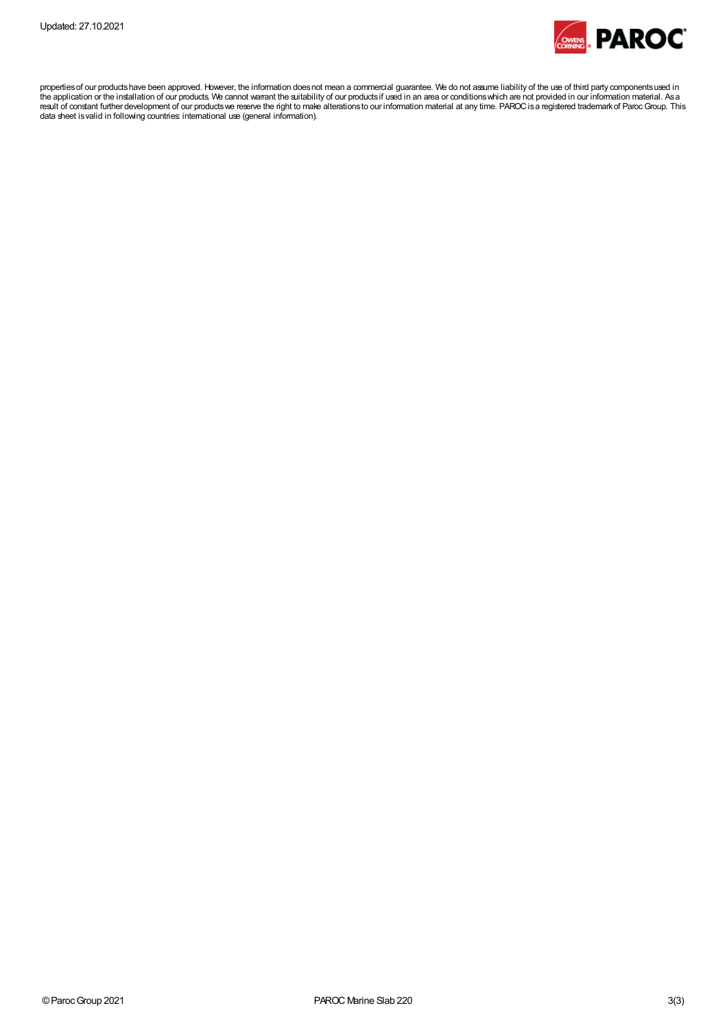properties of our products have been approved. However, the information does not mean a commercial guarantee. We do not assume liability of the use of third party components used in the application or the installation of our products. We cannot warrant the suitability of our products if used in an area or conditions which are not provided in our information material. As a result of constant further development of our products we reserve the right to make alterations to our information material at any time. PAROC is a registered trademark of Paroc Group. This data sheet is valid in following countries: international use (general information).